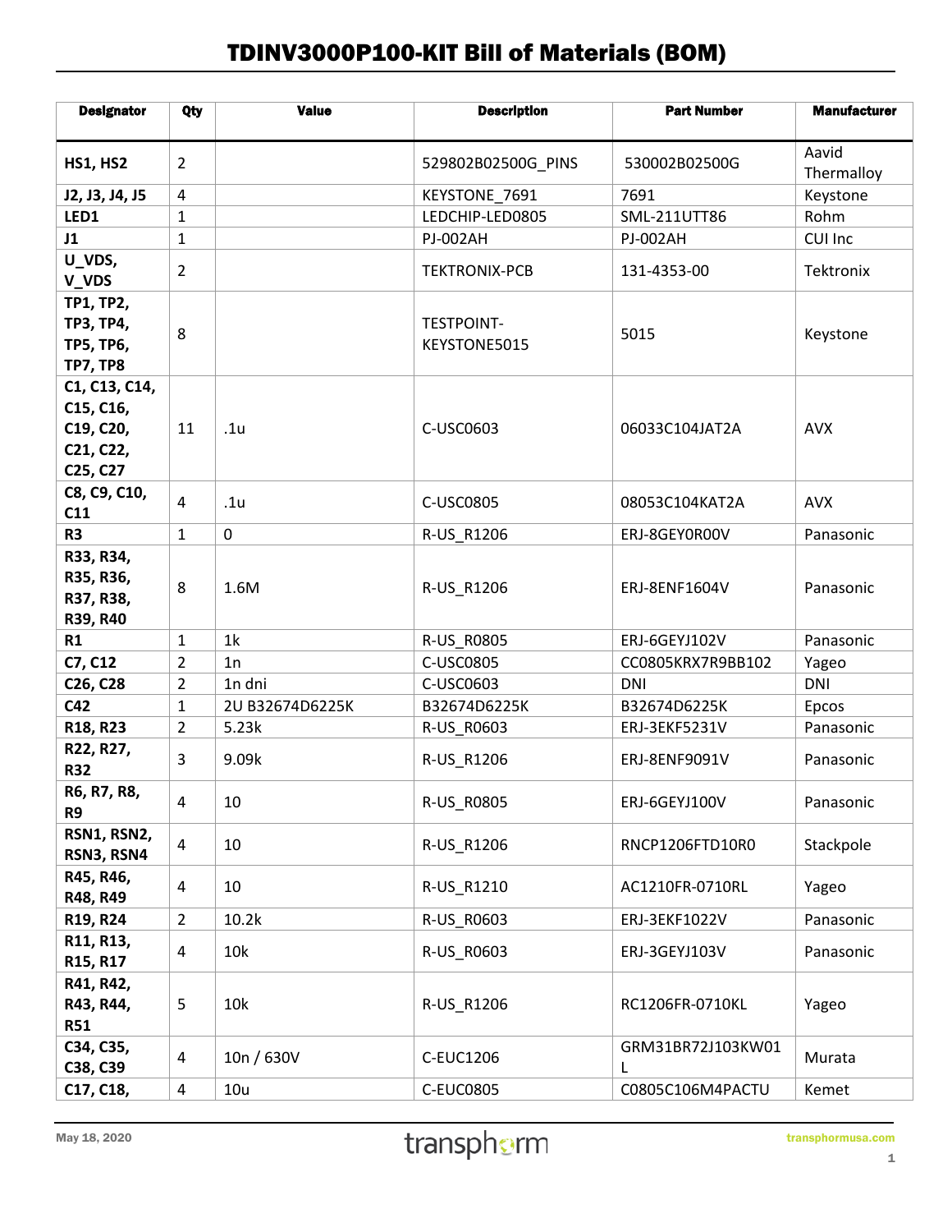# TDINV3000P100-KIT Bill of Materials (BOM)

| Designator | Qty | Value | Description | Part Number | Manufacturer |
|---|---|---|---|---|---|
| **HS1, HS2** | 2 | | 529802B02500G_PINS | 530002B02500G | Aavid Thermalloy |
| **J2, J3, J4, J5** | 4 | | KEYSTONE_7691 | 7691 | Keystone |
| **LED1** | 1 | | LEDCHIP-LED0805 | SML-211UTT86 | Rohm |
| **J1** | 1 | | PJ-002AH | PJ-002AH | CUI Inc |
| **U_VDS, V_VDS** | 2 | | TEKTRONIX-PCB | 131-4353-00 | Tektronix |
| **TP1, TP2, TP3, TP4, TP5, TP6, TP7, TP8** | 8 | | TESTPOINT-KEYSTONE5015 | 5015 | Keystone |
| **C1, C13, C14, C15, C16, C19, C20, C21, C22, C25, C27** | 11 | .1u | C-USC0603 | 06033C104JAT2A | AVX |
| **C8, C9, C10, C11** | 4 | .1u | C-USC0805 | 08053C104KAT2A | AVX |
| **R3** | 1 | 0 | R-US_R1206 | ERJ-8GEY0R00V | Panasonic |
| **R33, R34, R35, R36, R37, R38, R39, R40** | 8 | 1.6M | R-US_R1206 | ERJ-8ENF1604V | Panasonic |
| **R1** | 1 | 1k | R-US_R0805 | ERJ-6GEYJ102V | Panasonic |
| **C7, C12** | 2 | 1n | C-USC0805 | CC0805KRX7R9BB102 | Yageo |
| **C26, C28** | 2 | 1n dni | C-USC0603 | DNI | DNI |
| **C42** | 1 | 2U B32674D6225K | B32674D6225K | B32674D6225K | Epcos |
| **R18, R23** | 2 | 5.23k | R-US_R0603 | ERJ-3EKF5231V | Panasonic |
| **R22, R27, R32** | 3 | 9.09k | R-US_R1206 | ERJ-8ENF9091V | Panasonic |
| **R6, R7, R8, R9** | 4 | 10 | R-US_R0805 | ERJ-6GEYJ100V | Panasonic |
| **RSN1, RSN2, RSN3, RSN4** | 4 | 10 | R-US_R1206 | RNCP1206FTD10R0 | Stackpole |
| **R45, R46, R48, R49** | 4 | 10 | R-US_R1210 | AC1210FR-0710RL | Yageo |
| **R19, R24** | 2 | 10.2k | R-US_R0603 | ERJ-3EKF1022V | Panasonic |
| **R11, R13, R15, R17** | 4 | 10k | R-US_R0603 | ERJ-3GEYJ103V | Panasonic |
| **R41, R42, R43, R44, R51** | 5 | 10k | R-US_R1206 | RC1206FR-0710KL | Yageo |
| **C34, C35, C38, C39** | 4 | 10n / 630V | C-EUC1206 | GRM31BR72J103KW01L | Murata |
| **C17, C18,** | 4 | 10u | C-EUC0805 | C0805C106M4PACTU | Kemet |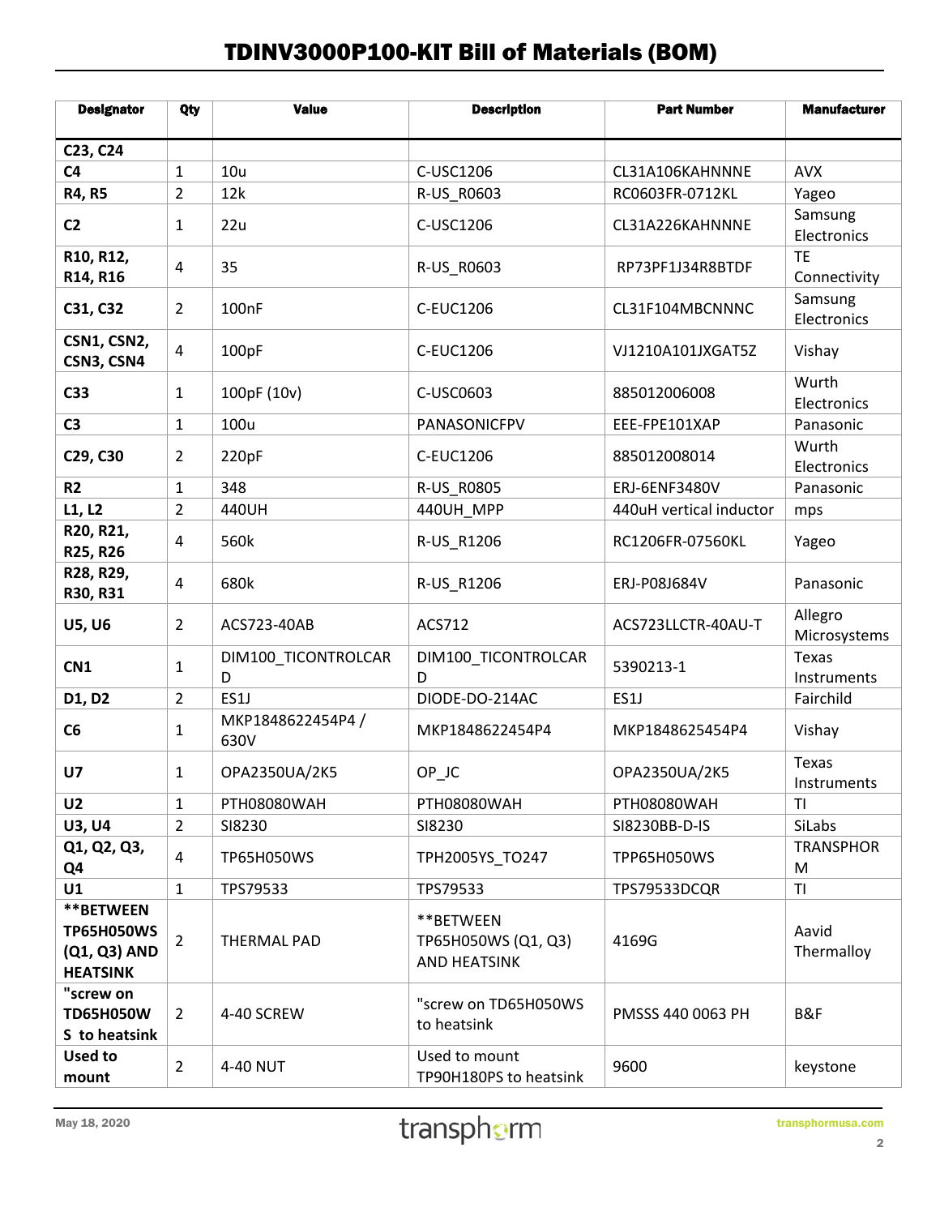# TDINV3000P100-KIT Bill of Materials (BOM)

| Designator | Qty | Value | Description | Part Number | Manufacturer |
|---|---|---|---|---|---|
| C23, C24 | | | | | |
| C4 | 1 | 10u | C-USC1206 | CL31A106KAHNNNE | AVX |
| R4, R5 | 2 | 12k | R-US_R0603 | RC0603FR-0712KL | Yageo |
| C2 | 1 | 22u | C-USC1206 | CL31A226KAHNNNE | Samsung Electronics |
| R10, R12, R14, R16 | 4 | 35 | R-US_R0603 | RP73PF1J34R8BTDF | TE Connectivity |
| C31, C32 | 2 | 100nF | C-EUC1206 | CL31F104MBCNNNC | Samsung Electronics |
| CSN1, CSN2, CSN3, CSN4 | 4 | 100pF | C-EUC1206 | VJ1210A101JXGAT5Z | Vishay |
| C33 | 1 | 100pF (10v) | C-USC0603 | 885012006008 | Wurth Electronics |
| C3 | 1 | 100u | PANASONICFPV | EEE-FPE101XAP | Panasonic |
| C29, C30 | 2 | 220pF | C-EUC1206 | 885012008014 | Wurth Electronics |
| R2 | 1 | 348 | R-US_R0805 | ERJ-6ENF3480V | Panasonic |
| L1, L2 | 2 | 440UH | 440UH_MPP | 440uH vertical inductor | mps |
| R20, R21, R25, R26 | 4 | 560k | R-US_R1206 | RC1206FR-07560KL | Yageo |
| R28, R29, R30, R31 | 4 | 680k | R-US_R1206 | ERJ-P08J684V | Panasonic |
| U5, U6 | 2 | ACS723-40AB | ACS712 | ACS723LLCTR-40AU-T | Allegro Microsystems |
| CN1 | 1 | DIM100_TICONTROLCARD | DIM100_TICONTROLCARD | 5390213-1 | Texas Instruments |
| D1, D2 | 2 | ES1J | DIODE-DO-214AC | ES1J | Fairchild |
| C6 | 1 | MKP1848622454P4 / 630V | MKP1848622454P4 | MKP1848625454P4 | Vishay |
| U7 | 1 | OPA2350UA/2K5 | OP_JC | OPA2350UA/2K5 | Texas Instruments |
| U2 | 1 | PTH08080WAH | PTH08080WAH | PTH08080WAH | TI |
| U3, U4 | 2 | SI8230 | SI8230 | SI8230BB-D-IS | SiLabs |
| Q1, Q2, Q3, Q4 | 4 | TP65H050WS | TPH2005YS_TO247 | TPP65H050WS | TRANSPHORM |
| U1 | 1 | TPS79533 | TPS79533 | TPS79533DCQR | TI |
| **BETWEEN TP65H050WS (Q1, Q3) AND HEATSINK | 2 | THERMAL PAD | **BETWEEN TP65H050WS (Q1, Q3) AND HEATSINK | 4169G | Aavid Thermalloy |
| "screw on TD65H050W S to heatsink | 2 | 4-40 SCREW | "screw on TD65H050WS to heatsink | PMSSS 440 0063 PH | B&F |
| Used to mount | 2 | 4-40 NUT | Used to mount TP90H180PS to heatsink | 9600 | keystone |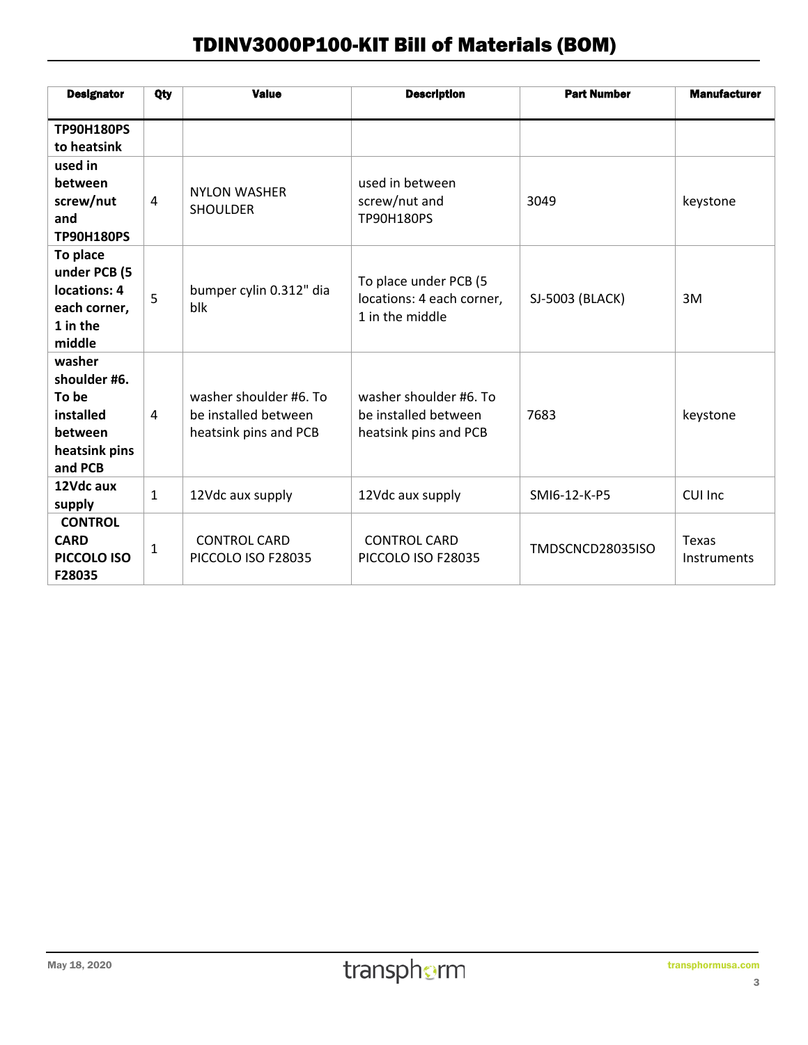# TDINV3000P100-KIT Bill of Materials (BOM)

| Designator | Qty | Value | Description | Part Number | Manufacturer |
|---|---|---|---|---|---|
| **TP90H180PS to heatsink** | | | | | |
| **used in between screw/nut and TP90H180PS** | 4 | NYLON WASHER SHOULDER | used in between screw/nut and TP90H180PS | 3049 | keystone |
| **To place under PCB (5 locations: 4 each corner, 1 in the middle** | 5 | bumper cylin 0.312" dia blk | To place under PCB (5 locations: 4 each corner, 1 in the middle | SJ-5003 (BLACK) | 3M |
| **washer shoulder #6. To be installed between heatsink pins and PCB** | 4 | washer shoulder #6. To be installed between heatsink pins and PCB | washer shoulder #6. To be installed between heatsink pins and PCB | 7683 | keystone |
| **12Vdc aux supply** | 1 | 12Vdc aux supply | 12Vdc aux supply | SMI6-12-K-P5 | CUI Inc |
| **CONTROL CARD PICCOLO ISO F28035** | 1 | CONTROL CARD PICCOLO ISO F28035 | CONTROL CARD PICCOLO ISO F28035 | TMDSCNCD28035ISO | Texas Instruments |